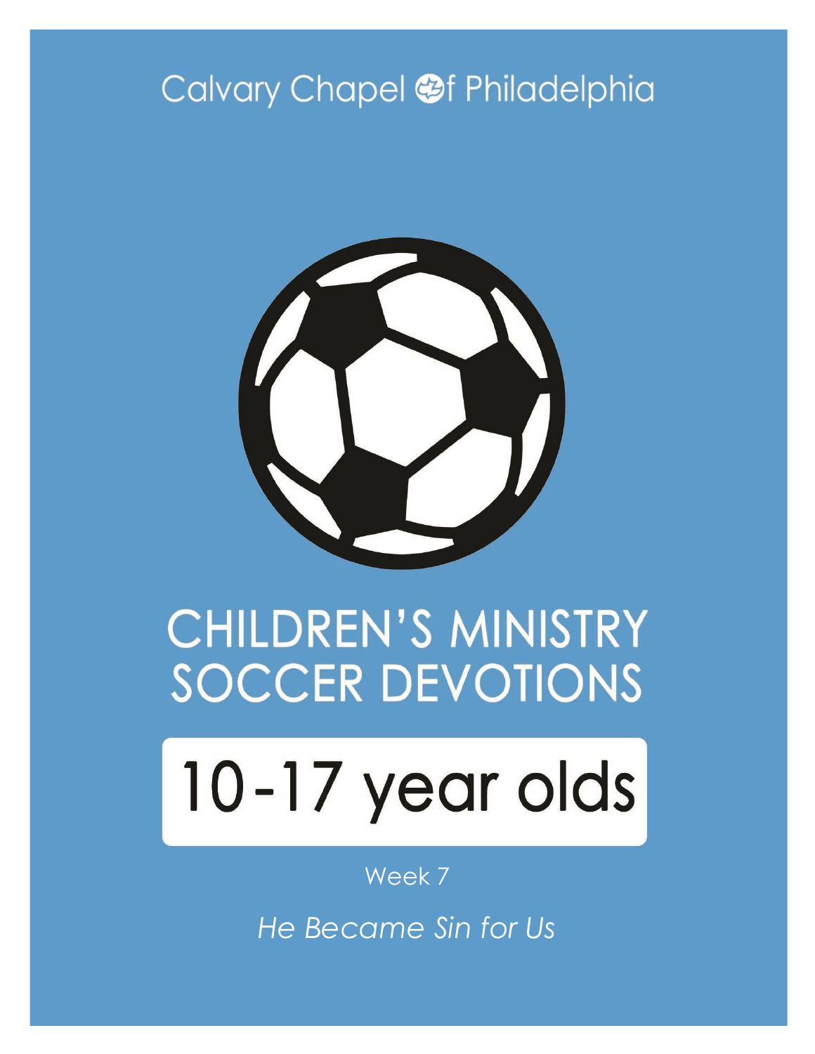Calvary Chapel of Philadelphia

# CHILDREN'S MINISTRY SOCCER DEVOTIONS

## 10-17 year olds

Week 7

*He Became Sin for Us*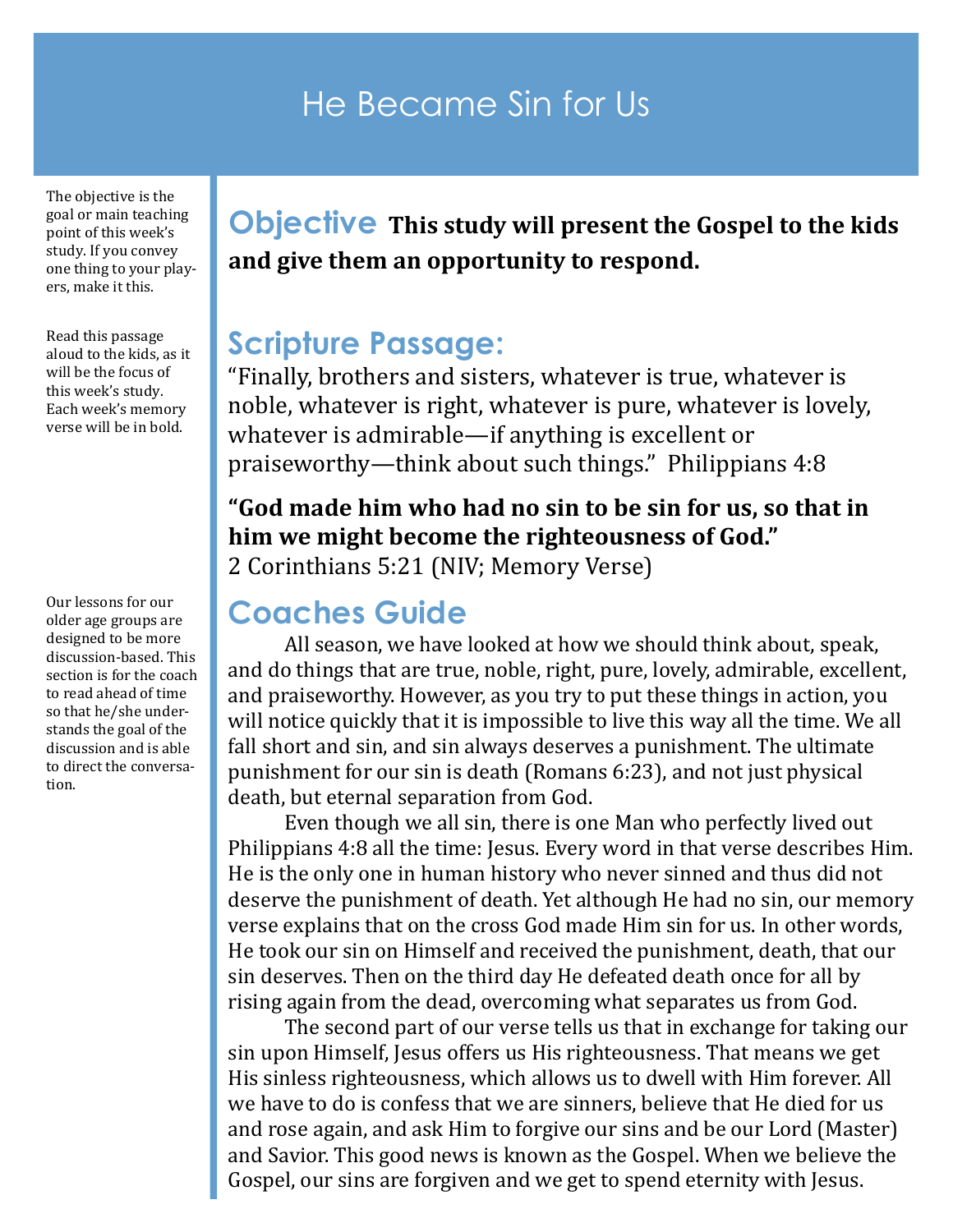# He Became Sin for Us

The objective is the goal or main teaching point of this week's study. If you convey one thing to your players, make it this.

## Objective

**This study will present the Gospel to the kids and give them an opportunity to respond.**

Read this passage aloud to the kids, as it will be the focus of this week's study. Each week's memory verse will be in bold.

## Scripture Passage:

"Finally, brothers and sisters, whatever is true, whatever is noble, whatever is right, whatever is pure, whatever is lovely, whatever is admirable—if anything is excellent or praiseworthy—think about such things." Philippians 4:8

**"God made him who had no sin to be sin for us, so that in him we might become the righteousness of God."**
2 Corinthians 5:21 (NIV; Memory Verse)

Our lessons for our older age groups are designed to be more discussion-based. This section is for the coach to read ahead of time so that he/she understands the goal of the discussion and is able to direct the conversation.

## Coaches Guide

All season, we have looked at how we should think about, speak, and do things that are true, noble, right, pure, lovely, admirable, excellent, and praiseworthy. However, as you try to put these things in action, you will notice quickly that it is impossible to live this way all the time. We all fall short and sin, and sin always deserves a punishment. The ultimate punishment for our sin is death (Romans 6:23), and not just physical death, but eternal separation from God.

Even though we all sin, there is one Man who perfectly lived out Philippians 4:8 all the time: Jesus. Every word in that verse describes Him. He is the only one in human history who never sinned and thus did not deserve the punishment of death. Yet although He had no sin, our memory verse explains that on the cross God made Him sin for us. In other words, He took our sin on Himself and received the punishment, death, that our sin deserves. Then on the third day He defeated death once for all by rising again from the dead, overcoming what separates us from God.

The second part of our verse tells us that in exchange for taking our sin upon Himself, Jesus offers us His righteousness. That means we get His sinless righteousness, which allows us to dwell with Him forever. All we have to do is confess that we are sinners, believe that He died for us and rose again, and ask Him to forgive our sins and be our Lord (Master) and Savior. This good news is known as the Gospel. When we believe the Gospel, our sins are forgiven and we get to spend eternity with Jesus.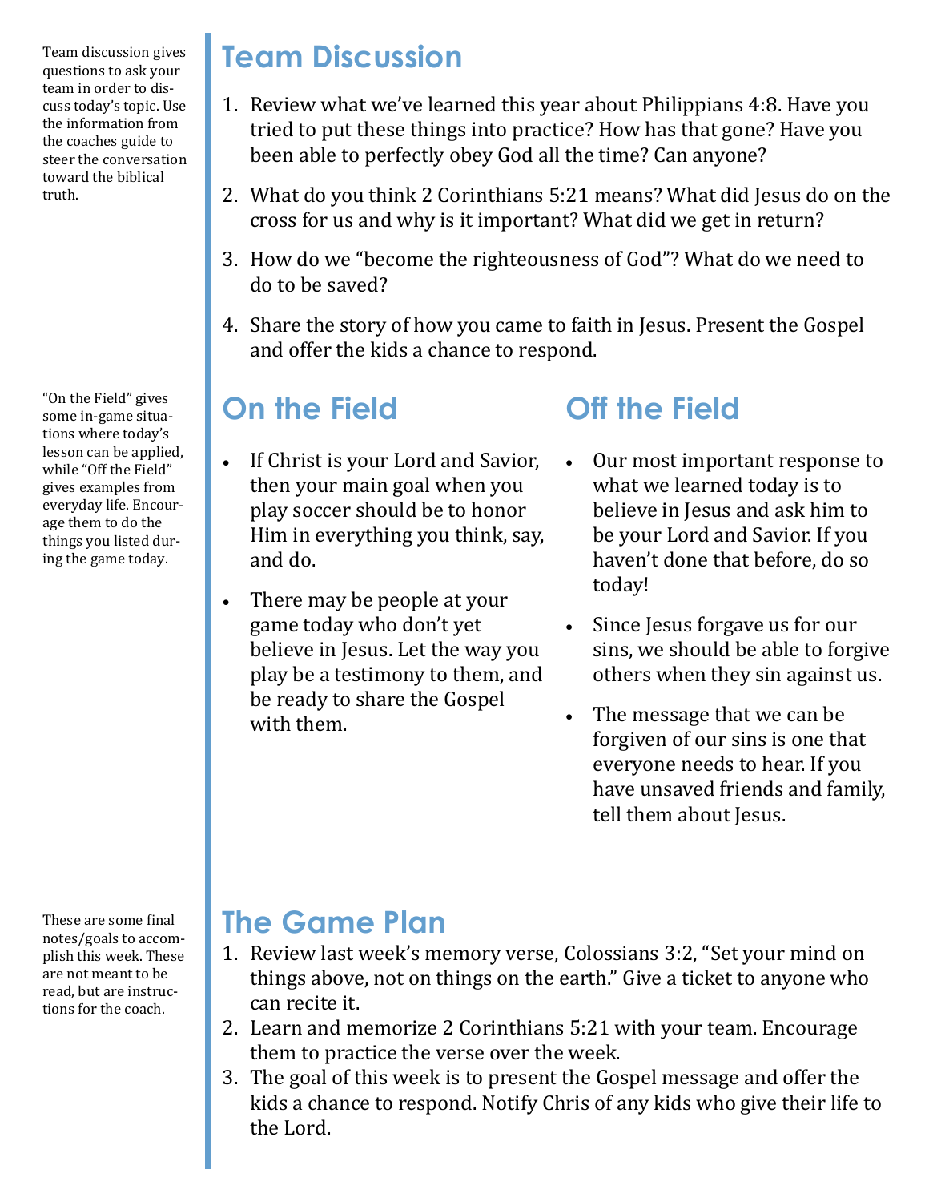Team discussion gives questions to ask your team in order to discuss today's topic. Use the information from the coaches guide to steer the conversation toward the biblical truth.

## Team Discussion

1. Review what we've learned this year about Philippians 4:8. Have you tried to put these things into practice? How has that gone? Have you been able to perfectly obey God all the time? Can anyone?
2. What do you think 2 Corinthians 5:21 means? What did Jesus do on the cross for us and why is it important? What did we get in return?
3. How do we "become the righteousness of God"? What do we need to do to be saved?
4. Share the story of how you came to faith in Jesus. Present the Gospel and offer the kids a chance to respond.

"On the Field" gives some in-game situations where today's lesson can be applied, while "Off the Field" gives examples from everyday life. Encourage them to do the things you listed during the game today.

## On the Field

- If Christ is your Lord and Savior, then your main goal when you play soccer should be to honor Him in everything you think, say, and do.
- There may be people at your game today who don't yet believe in Jesus. Let the way you play be a testimony to them, and be ready to share the Gospel with them.

## Off the Field

- Our most important response to what we learned today is to believe in Jesus and ask him to be your Lord and Savior. If you haven't done that before, do so today!
- Since Jesus forgave us for our sins, we should be able to forgive others when they sin against us.
- The message that we can be forgiven of our sins is one that everyone needs to hear. If you have unsaved friends and family, tell them about Jesus.

These are some final notes/goals to accomplish this week. These are not meant to be read, but are instructions for the coach.

## The Game Plan

1. Review last week's memory verse, Colossians 3:2, "Set your mind on things above, not on things on the earth." Give a ticket to anyone who can recite it.
2. Learn and memorize 2 Corinthians 5:21 with your team. Encourage them to practice the verse over the week.
3. The goal of this week is to present the Gospel message and offer the kids a chance to respond. Notify Chris of any kids who give their life to the Lord.